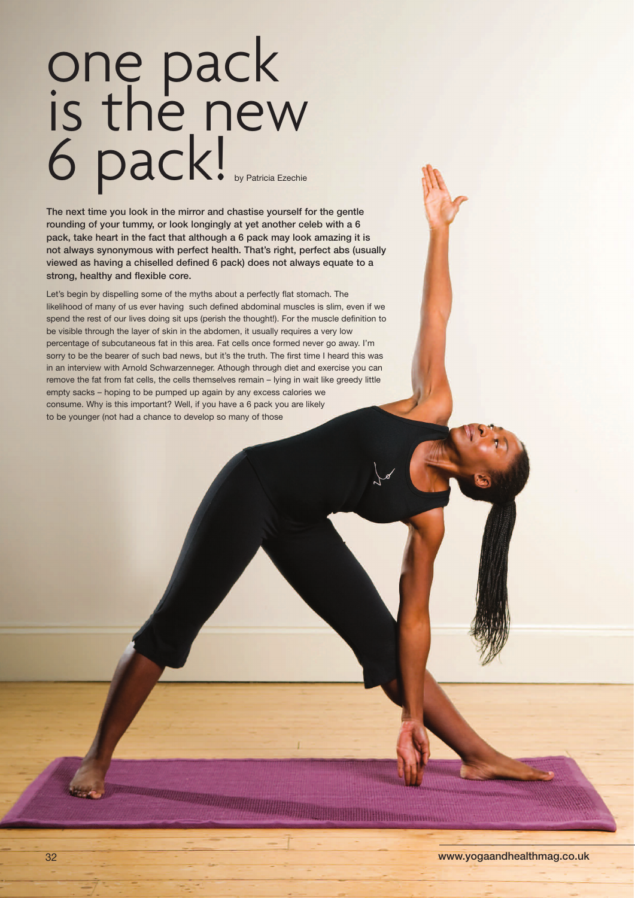# one pack is the new 6 pack!

by Patricia Ezechie

**The next time you look in the mirror and chastise yourself for the gentle rounding of your tummy, or look longingly at yet another celeb with a 6 pack, take heart in the fact that although a 6 pack may look amazing it is not always synonymous with perfect health. That's right, perfect abs (usually viewed as having a chiselled defined 6 pack) does not always equate to a strong, healthy and flexible core.**

Let's begin by dispelling some of the myths about a perfectly flat stomach. The likelihood of many of us ever having such defined abdominal muscles is slim, even if we spend the rest of our lives doing sit ups (perish the thought!). For the muscle definition to be visible through the layer of skin in the abdomen, it usually requires a very low percentage of subcutaneous fat in this area. Fat cells once formed never go away. I'm sorry to be the bearer of such bad news, but it's the truth. The first time I heard this was in an interview with Arnold Schwarzenneger. Athough through diet and exercise you can remove the fat from fat cells, the cells themselves remain – lying in wait like greedy little empty sacks – hoping to be pumped up again by any excess calories we consume. Why is this important? Well, if you have a 6 pack you are likely to be younger (not had a chance to develop so many of those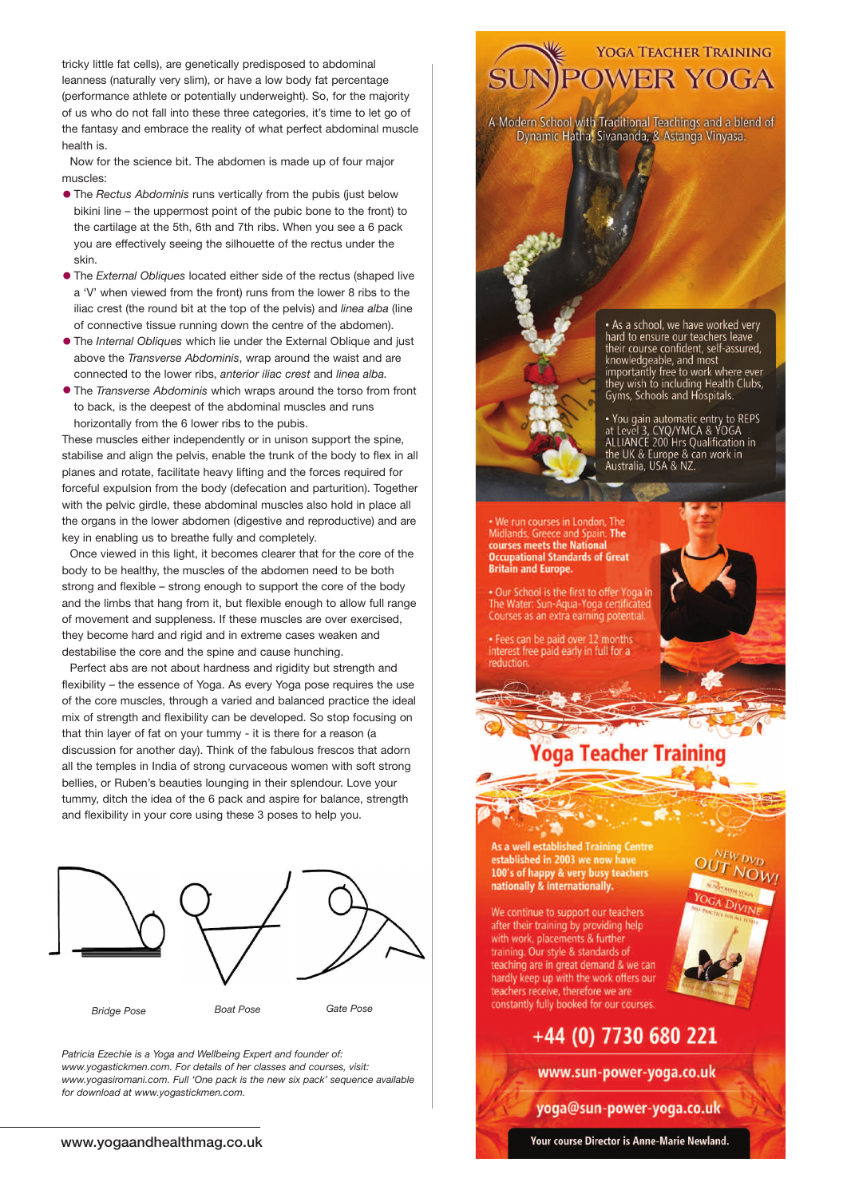tricky little fat cells), are genetically predisposed to abdominal leanness (naturally very slim), or have a low body fat percentage (performance athlete or potentially underweight). So, for the majority of us who do not fall into these three categories, it's time to let go of the fantasy and embrace the reality of what perfect abdominal muscle health is.

Now for the science bit. The abdomen is made up of four major muscles:

- The *Rectus Abdominis* runs vertically from the pubis (just below bikini line – the uppermost point of the pubic bone to the front) to the cartilage at the 5th, 6th and 7th ribs. When you see a 6 pack you are effectively seeing the silhouette of the rectus under the skin.
- The *External Obliques* located either side of the rectus (shaped live a 'V' when viewed from the front) runs from the lower 8 ribs to the iliac crest (the round bit at the top of the pelvis) and *linea alba* (line of connective tissue running down the centre of the abdomen).
- The *Internal Obliques* which lie under the External Oblique and just above the *Transverse Abdominis*, wrap around the waist and are connected to the lower ribs, *anterior iliac crest* and *linea alba.*
- The *Transverse Abdominis* which wraps around the torso from front to back, is the deepest of the abdominal muscles and runs horizontally from the 6 lower ribs to the pubis.

These muscles either independently or in unison support the spine, stabilise and align the pelvis, enable the trunk of the body to flex in all planes and rotate, facilitate heavy lifting and the forces required for forceful expulsion from the body (defecation and parturition). Together with the pelvic girdle, these abdominal muscles also hold in place all the organs in the lower abdomen (digestive and reproductive) and are key in enabling us to breathe fully and completely.

Once viewed in this light, it becomes clearer that for the core of the body to be healthy, the muscles of the abdomen need to be both strong and flexible – strong enough to support the core of the body and the limbs that hang from it, but flexible enough to allow full range of movement and suppleness. If these muscles are over exercised, they become hard and rigid and in extreme cases weaken and destabilise the core and the spine and cause hunching.

Perfect abs are not about hardness and rigidity but strength and flexibility – the essence of Yoga. As every Yoga pose requires the use of the core muscles, through a varied and balanced practice the ideal mix of strength and flexibility can be developed. So stop focusing on that thin layer of fat on your tummy - it is there for a reason (a discussion for another day). Think of the fabulous frescos that adorn all the temples in India of strong curvaceous women with soft strong bellies, or Ruben's beauties lounging in their splendour. Love your tummy, ditch the idea of the 6 pack and aspire for balance, strength and flexibility in your core using these 3 poses to help you.

*Bridge Pose* *Boat Pose* *Gate Pose*

*Patricia Ezechie is a Yoga and Wellbeing Expert and founder of: www.yogastickmen.com. For details of her classes and courses, visit: www.yogasiromani.com. Full 'One pack is the new six pack' sequence available for download at www.yogastickmen.com.*

www.yogaandhealthmag.co.uk

## YOGA TEACHER TRAINING
# SUN POWER YOGA

A Modern School with Traditional Teachings and a blend of Dynamic Hatha, Sivananda, & Astanga Vinyasa.

- As a school, we have worked very hard to ensure our teachers leave their course confident, self-assured, knowledgeable, and most importantly free to work where ever they wish to including Health Clubs, Gyms, Schools and Hospitals.
- You gain automatic entry to REPS at Level 3, CYQ/YMCA & YOGA ALLIANCE 200 Hrs Qualification in the UK & Europe & can work in Australia, USA & NZ.
- We run courses in London, The Midlands, Greece and Spain. **The courses meets the National Occupational Standards of Great Britain and Europe.**
- Our School is the first to offer Yoga in The Water: Sun-Aqua-Yoga certificated Courses as an extra earning potential.
- Fees can be paid over 12 months interest free paid early in full for a reduction.

## Yoga Teacher Training

**As a well established Training Centre established in 2003 we now have 100's of happy & very busy teachers nationally & internationally.**

We continue to support our teachers after their training by providing help with work, placements & further training. Our style & standards of teaching are in great demand & we can hardly keep up with the work offers our teachers receive, therefore we are constantly fully booked for our courses.

NEW DVD OUT NOW!

YOGA DIVINE

+44 (0) 7730 680 221

www.sun-power-yoga.co.uk

yoga@sun-power-yoga.co.uk

Your course Director is Anne-Marie Newland.